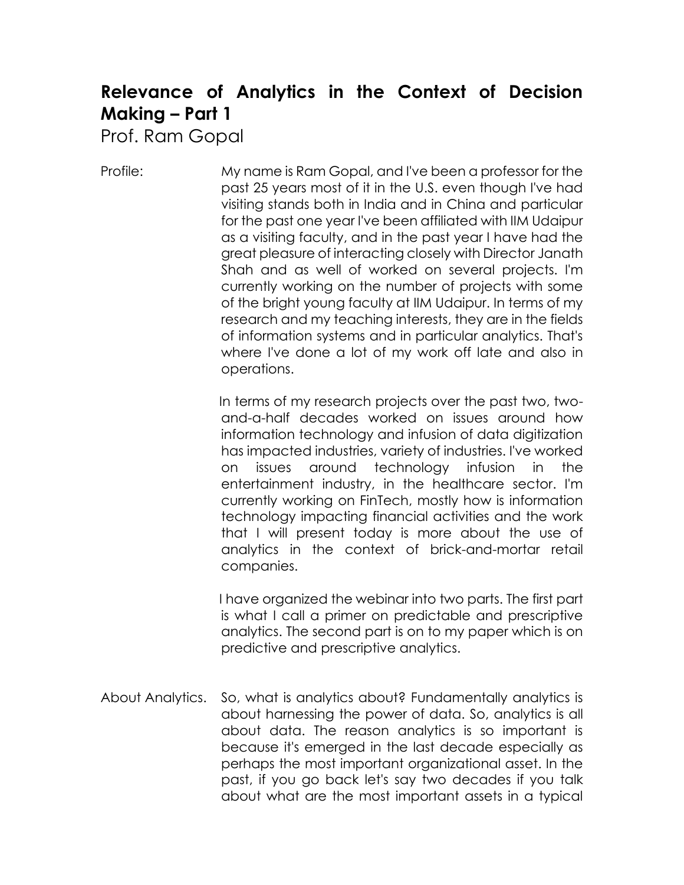# Relevance of Analytics in the Context of Decision Making – Part 1

Prof. Ram Gopal

Profile: My name is Ram Gopal, and I've been a professor for the past 25 years most of it in the U.S. even though I've had visiting stands both in India and in China and particular for the past one year I've been affiliated with IIM Udaipur as a visiting faculty, and in the past year I have had the great pleasure of interacting closely with Director Janath Shah and as well of worked on several projects. I'm currently working on the number of projects with some of the bright young faculty at IIM Udaipur. In terms of my research and my teaching interests, they are in the fields of information systems and in particular analytics. That's where I've done a lot of my work off late and also in operations.

In terms of my research projects over the past two, two-and-a-half decades worked on issues around how information technology and infusion of data digitization has impacted industries, variety of industries. I've worked on issues around technology infusion in the entertainment industry, in the healthcare sector. I'm currently working on FinTech, mostly how is information technology impacting financial activities and the work that I will present today is more about the use of analytics in the context of brick-and-mortar retail companies.

I have organized the webinar into two parts. The first part is what I call a primer on predictable and prescriptive analytics. The second part is on to my paper which is on predictive and prescriptive analytics.

About Analytics. So, what is analytics about? Fundamentally analytics is about harnessing the power of data. So, analytics is all about data. The reason analytics is so important is because it's emerged in the last decade especially as perhaps the most important organizational asset. In the past, if you go back let's say two decades if you talk about what are the most important assets in a typical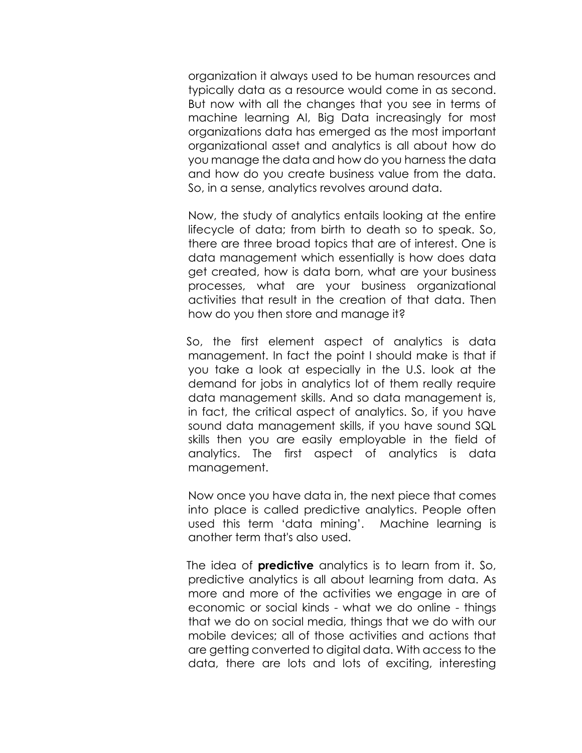organization it always used to be human resources and typically data as a resource would come in as second. But now with all the changes that you see in terms of machine learning AI, Big Data increasingly for most organizations data has emerged as the most important organizational asset and analytics is all about how do you manage the data and how do you harness the data and how do you create business value from the data. So, in a sense, analytics revolves around data.

Now, the study of analytics entails looking at the entire lifecycle of data; from birth to death so to speak. So, there are three broad topics that are of interest. One is data management which essentially is how does data get created, how is data born, what are your business processes, what are your business organizational activities that result in the creation of that data. Then how do you then store and manage it?

So, the first element aspect of analytics is data management. In fact the point I should make is that if you take a look at especially in the U.S. look at the demand for jobs in analytics lot of them really require data management skills. And so data management is, in fact, the critical aspect of analytics. So, if you have sound data management skills, if you have sound SQL skills then you are easily employable in the field of analytics. The first aspect of analytics is data management.

Now once you have data in, the next piece that comes into place is called predictive analytics. People often used this term 'data mining'. Machine learning is another term that's also used.

The idea of **predictive** analytics is to learn from it. So, predictive analytics is all about learning from data. As more and more of the activities we engage in are of economic or social kinds - what we do online - things that we do on social media, things that we do with our mobile devices; all of those activities and actions that are getting converted to digital data. With access to the data, there are lots and lots of exciting, interesting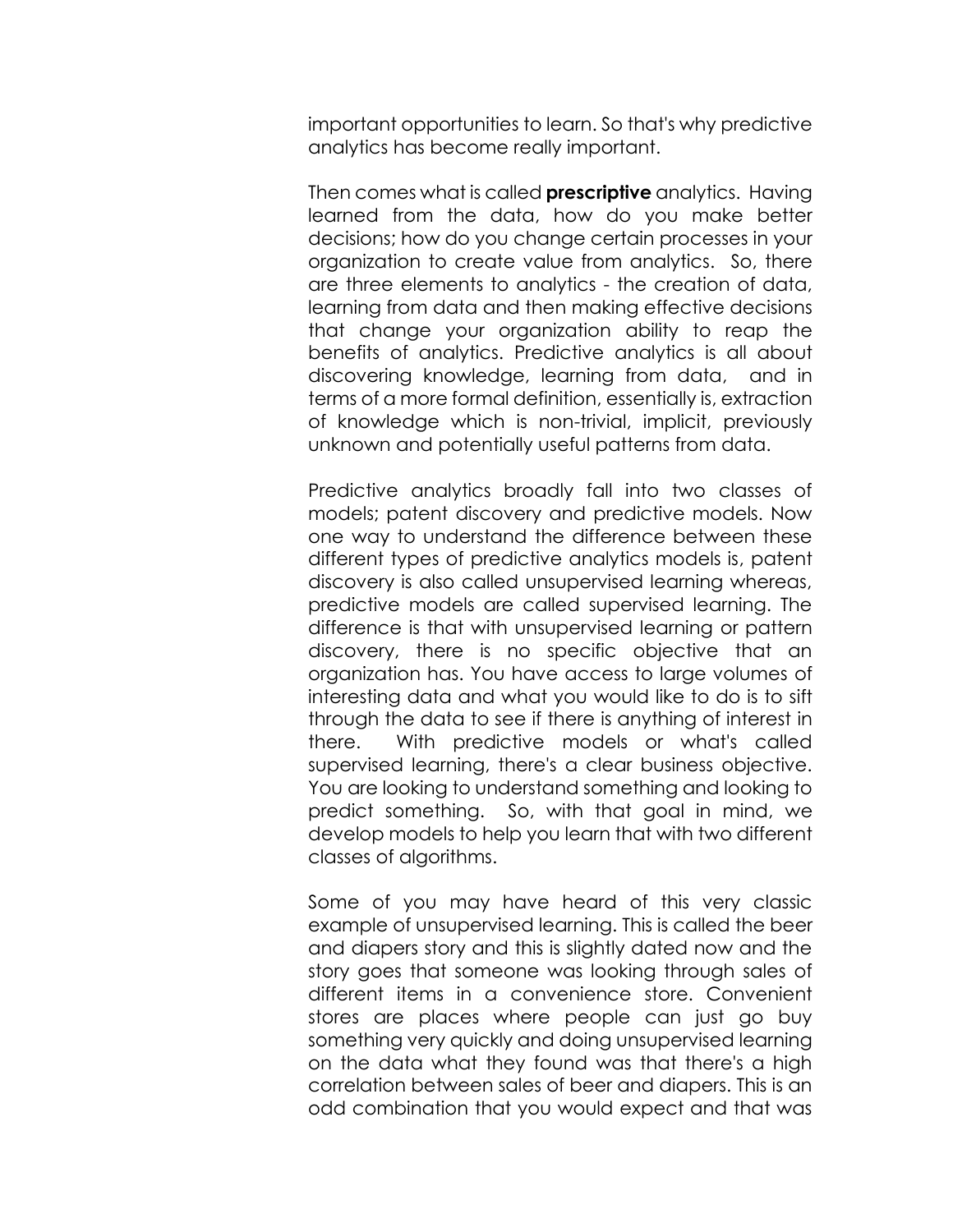important opportunities to learn. So that's why predictive analytics has become really important.

Then comes what is called **prescriptive** analytics. Having learned from the data, how do you make better decisions; how do you change certain processes in your organization to create value from analytics. So, there are three elements to analytics - the creation of data, learning from data and then making effective decisions that change your organization ability to reap the benefits of analytics. Predictive analytics is all about discovering knowledge, learning from data, and in terms of a more formal definition, essentially is, extraction of knowledge which is non-trivial, implicit, previously unknown and potentially useful patterns from data.

Predictive analytics broadly fall into two classes of models; patent discovery and predictive models. Now one way to understand the difference between these different types of predictive analytics models is, patent discovery is also called unsupervised learning whereas, predictive models are called supervised learning. The difference is that with unsupervised learning or pattern discovery, there is no specific objective that an organization has. You have access to large volumes of interesting data and what you would like to do is to sift through the data to see if there is anything of interest in there. With predictive models or what's called supervised learning, there's a clear business objective. You are looking to understand something and looking to predict something. So, with that goal in mind, we develop models to help you learn that with two different classes of algorithms.

Some of you may have heard of this very classic example of unsupervised learning. This is called the beer and diapers story and this is slightly dated now and the story goes that someone was looking through sales of different items in a convenience store. Convenient stores are places where people can just go buy something very quickly and doing unsupervised learning on the data what they found was that there's a high correlation between sales of beer and diapers. This is an odd combination that you would expect and that was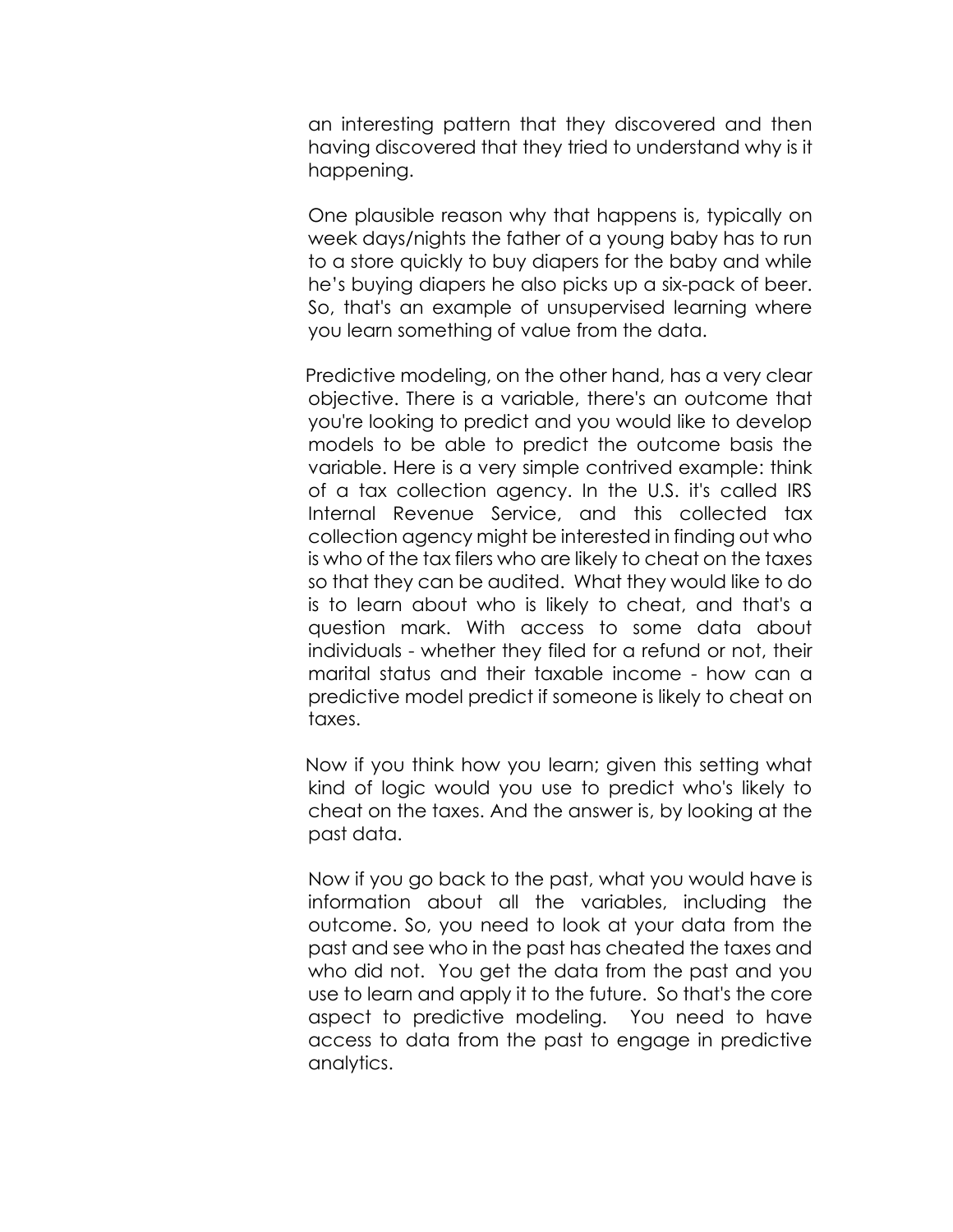an interesting pattern that they discovered and then having discovered that they tried to understand why is it happening.

One plausible reason why that happens is, typically on week days/nights the father of a young baby has to run to a store quickly to buy diapers for the baby and while he's buying diapers he also picks up a six-pack of beer. So, that's an example of unsupervised learning where you learn something of value from the data.

Predictive modeling, on the other hand, has a very clear objective. There is a variable, there's an outcome that you're looking to predict and you would like to develop models to be able to predict the outcome basis the variable. Here is a very simple contrived example: think of a tax collection agency. In the U.S. it's called IRS Internal Revenue Service, and this collected tax collection agency might be interested in finding out who is who of the tax filers who are likely to cheat on the taxes so that they can be audited. What they would like to do is to learn about who is likely to cheat, and that's a question mark. With access to some data about individuals - whether they filed for a refund or not, their marital status and their taxable income - how can a predictive model predict if someone is likely to cheat on taxes.

Now if you think how you learn; given this setting what kind of logic would you use to predict who's likely to cheat on the taxes. And the answer is, by looking at the past data.

Now if you go back to the past, what you would have is information about all the variables, including the outcome. So, you need to look at your data from the past and see who in the past has cheated the taxes and who did not. You get the data from the past and you use to learn and apply it to the future. So that's the core aspect to predictive modeling. You need to have access to data from the past to engage in predictive analytics.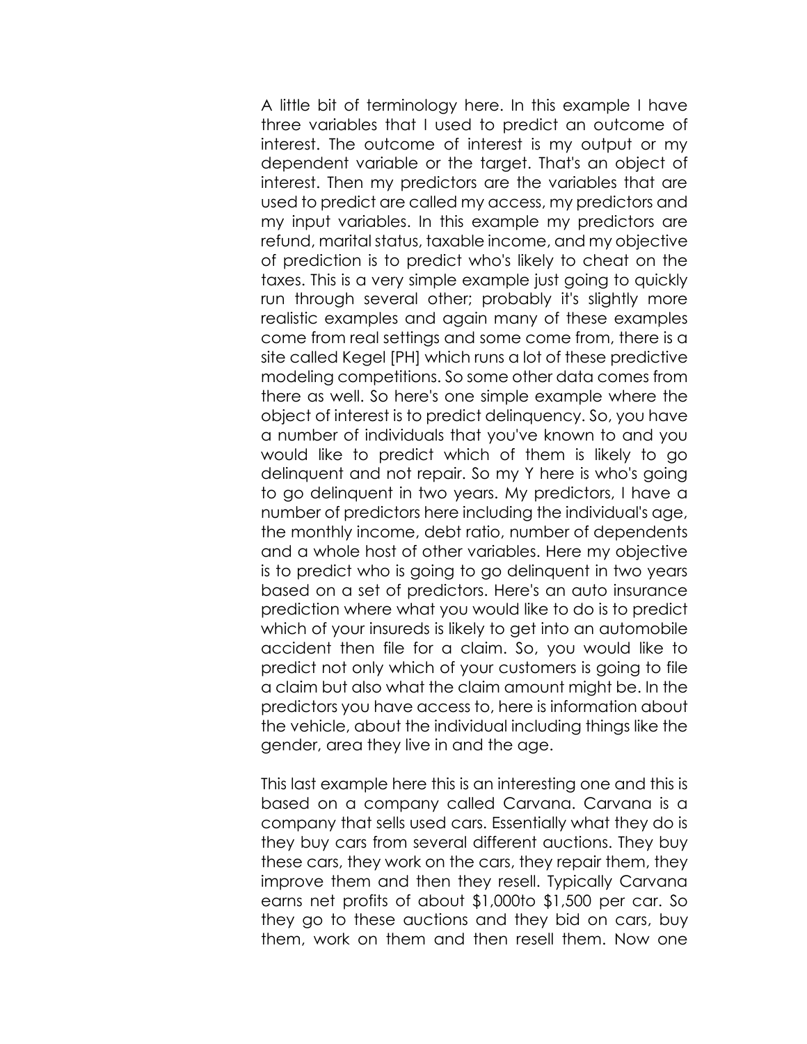A little bit of terminology here. In this example I have three variables that I used to predict an outcome of interest. The outcome of interest is my output or my dependent variable or the target. That's an object of interest. Then my predictors are the variables that are used to predict are called my access, my predictors and my input variables. In this example my predictors are refund, marital status, taxable income, and my objective of prediction is to predict who's likely to cheat on the taxes. This is a very simple example just going to quickly run through several other; probably it's slightly more realistic examples and again many of these examples come from real settings and some come from, there is a site called Kegel [PH] which runs a lot of these predictive modeling competitions. So some other data comes from there as well. So here's one simple example where the object of interest is to predict delinquency. So, you have a number of individuals that you've known to and you would like to predict which of them is likely to go delinquent and not repair. So my Y here is who's going to go delinquent in two years. My predictors, I have a number of predictors here including the individual's age, the monthly income, debt ratio, number of dependents and a whole host of other variables. Here my objective is to predict who is going to go delinquent in two years based on a set of predictors. Here's an auto insurance prediction where what you would like to do is to predict which of your insureds is likely to get into an automobile accident then file for a claim. So, you would like to predict not only which of your customers is going to file a claim but also what the claim amount might be. In the predictors you have access to, here is information about the vehicle, about the individual including things like the gender, area they live in and the age.

This last example here this is an interesting one and this is based on a company called Carvana. Carvana is a company that sells used cars. Essentially what they do is they buy cars from several different auctions. They buy these cars, they work on the cars, they repair them, they improve them and then they resell. Typically Carvana earns net profits of about $1,000to $1,500 per car. So they go to these auctions and they bid on cars, buy them, work on them and then resell them. Now one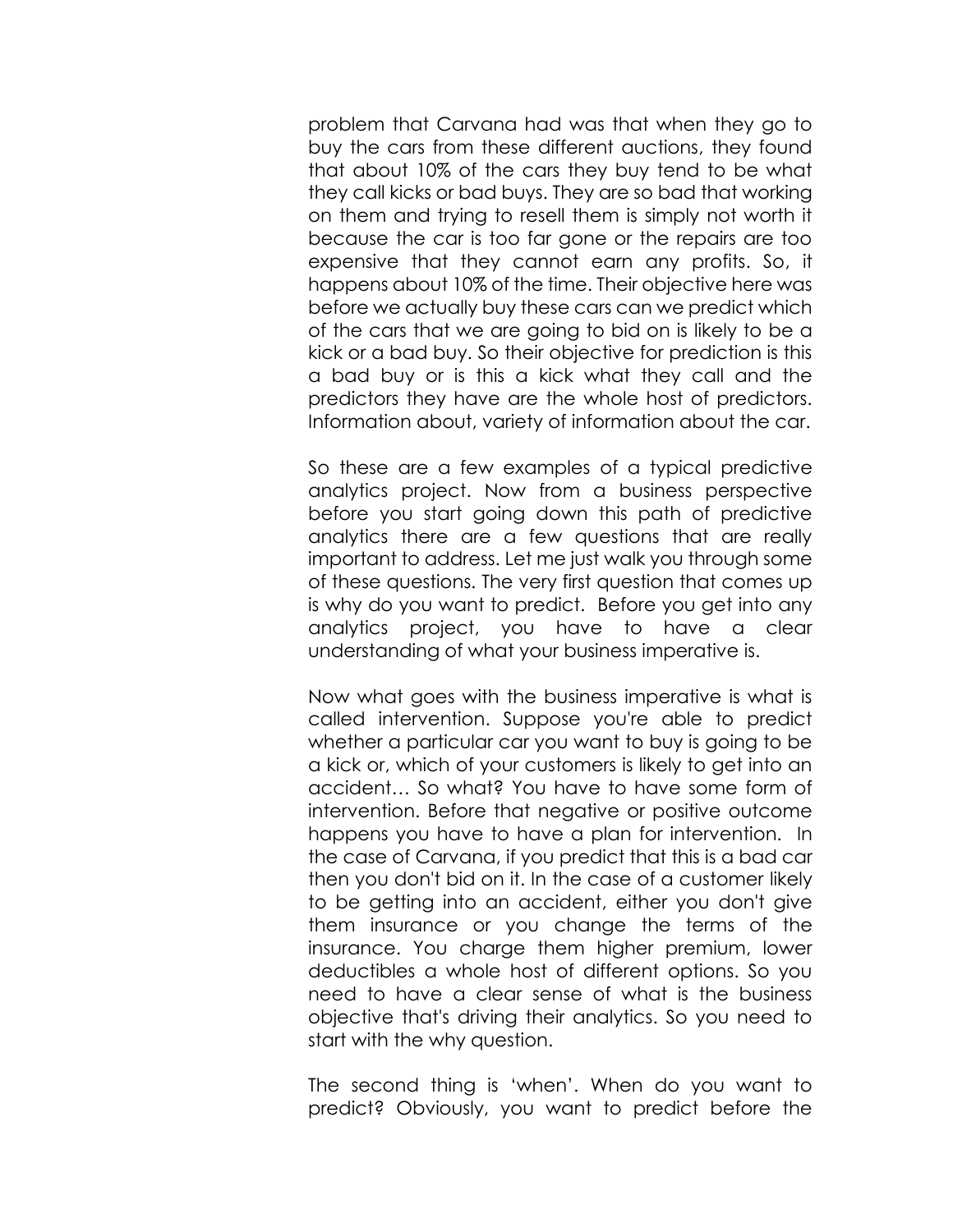problem that Carvana had was that when they go to buy the cars from these different auctions, they found that about 10% of the cars they buy tend to be what they call kicks or bad buys. They are so bad that working on them and trying to resell them is simply not worth it because the car is too far gone or the repairs are too expensive that they cannot earn any profits. So, it happens about 10% of the time. Their objective here was before we actually buy these cars can we predict which of the cars that we are going to bid on is likely to be a kick or a bad buy. So their objective for prediction is this a bad buy or is this a kick what they call and the predictors they have are the whole host of predictors. Information about, variety of information about the car.

So these are a few examples of a typical predictive analytics project. Now from a business perspective before you start going down this path of predictive analytics there are a few questions that are really important to address. Let me just walk you through some of these questions. The very first question that comes up is why do you want to predict. Before you get into any analytics project, you have to have a clear understanding of what your business imperative is.

Now what goes with the business imperative is what is called intervention. Suppose you're able to predict whether a particular car you want to buy is going to be a kick or, which of your customers is likely to get into an accident… So what? You have to have some form of intervention. Before that negative or positive outcome happens you have to have a plan for intervention. In the case of Carvana, if you predict that this is a bad car then you don't bid on it. In the case of a customer likely to be getting into an accident, either you don't give them insurance or you change the terms of the insurance. You charge them higher premium, lower deductibles a whole host of different options. So you need to have a clear sense of what is the business objective that's driving their analytics. So you need to start with the why question.

The second thing is 'when'. When do you want to predict? Obviously, you want to predict before the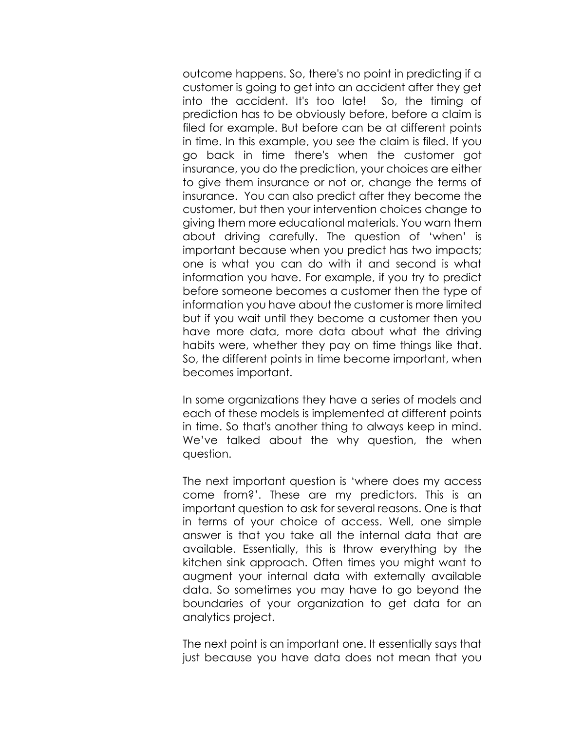outcome happens. So, there's no point in predicting if a customer is going to get into an accident after they get into the accident. It's too late! So, the timing of prediction has to be obviously before, before a claim is filed for example. But before can be at different points in time. In this example, you see the claim is filed. If you go back in time there's when the customer got insurance, you do the prediction, your choices are either to give them insurance or not or, change the terms of insurance. You can also predict after they become the customer, but then your intervention choices change to giving them more educational materials. You warn them about driving carefully. The question of 'when' is important because when you predict has two impacts; one is what you can do with it and second is what information you have. For example, if you try to predict before someone becomes a customer then the type of information you have about the customer is more limited but if you wait until they become a customer then you have more data, more data about what the driving habits were, whether they pay on time things like that. So, the different points in time become important, when becomes important.

In some organizations they have a series of models and each of these models is implemented at different points in time. So that's another thing to always keep in mind. We've talked about the why question, the when question.

The next important question is 'where does my access come from?'. These are my predictors. This is an important question to ask for several reasons. One is that in terms of your choice of access. Well, one simple answer is that you take all the internal data that are available. Essentially, this is throw everything by the kitchen sink approach. Often times you might want to augment your internal data with externally available data. So sometimes you may have to go beyond the boundaries of your organization to get data for an analytics project.

The next point is an important one. It essentially says that just because you have data does not mean that you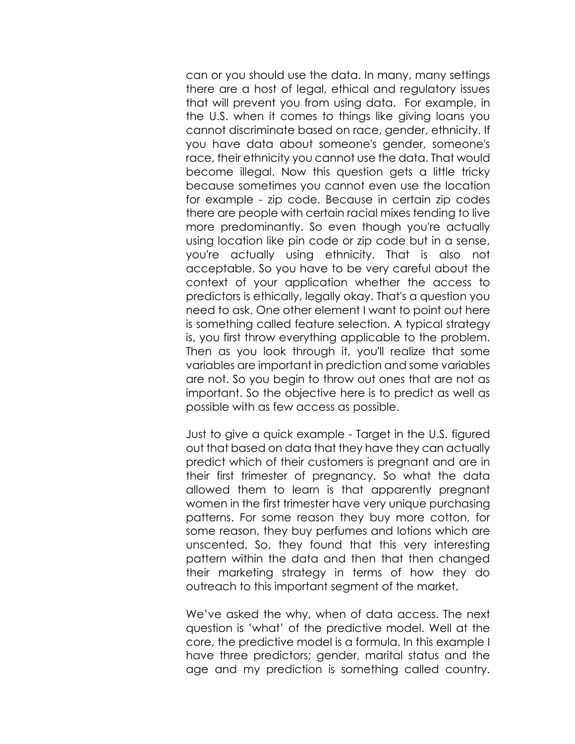can or you should use the data. In many, many settings there are a host of legal, ethical and regulatory issues that will prevent you from using data. For example, in the U.S. when it comes to things like giving loans you cannot discriminate based on race, gender, ethnicity. If you have data about someone's gender, someone's race, their ethnicity you cannot use the data. That would become illegal. Now this question gets a little tricky because sometimes you cannot even use the location for example - zip code. Because in certain zip codes there are people with certain racial mixes tending to live more predominantly. So even though you're actually using location like pin code or zip code but in a sense, you're actually using ethnicity. That is also not acceptable. So you have to be very careful about the context of your application whether the access to predictors is ethically, legally okay. That's a question you need to ask. One other element I want to point out here is something called feature selection. A typical strategy is, you first throw everything applicable to the problem. Then as you look through it, you'll realize that some variables are important in prediction and some variables are not. So you begin to throw out ones that are not as important. So the objective here is to predict as well as possible with as few access as possible.

Just to give a quick example - Target in the U.S. figured out that based on data that they have they can actually predict which of their customers is pregnant and are in their first trimester of pregnancy. So what the data allowed them to learn is that apparently pregnant women in the first trimester have very unique purchasing patterns. For some reason they buy more cotton, for some reason, they buy perfumes and lotions which are unscented. So, they found that this very interesting pattern within the data and then that then changed their marketing strategy in terms of how they do outreach to this important segment of the market.

We've asked the why, when of data access. The next question is 'what' of the predictive model. Well at the core, the predictive model is a formula. In this example I have three predictors; gender, marital status and the age and my prediction is something called country.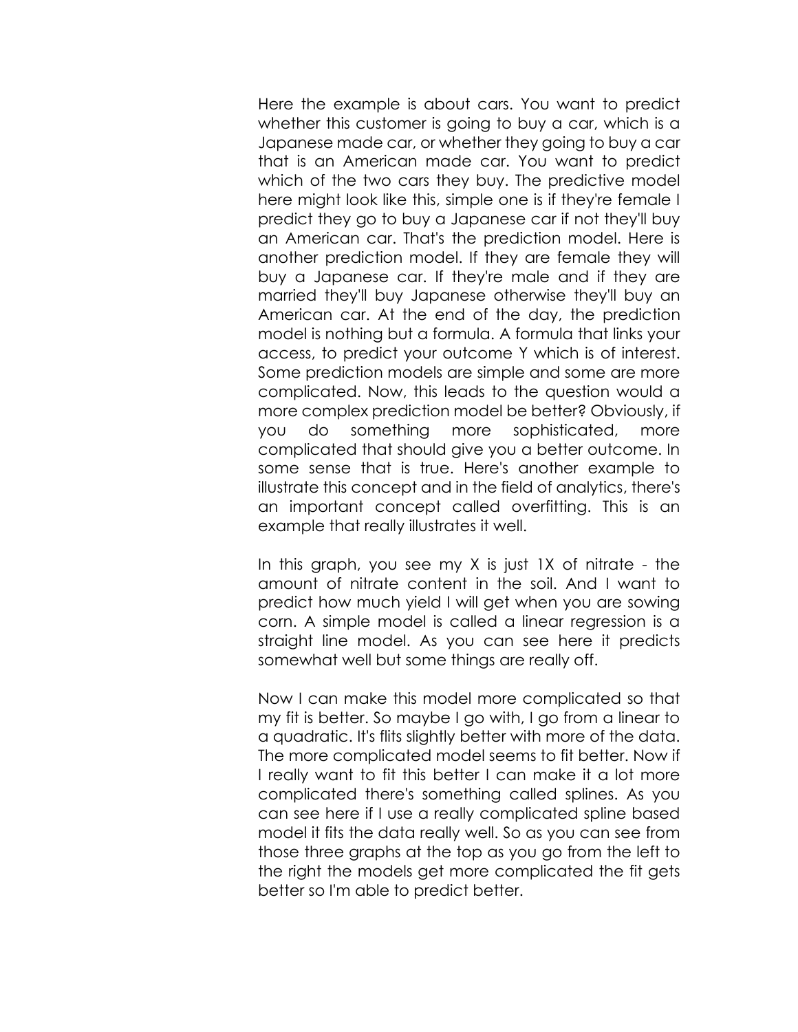Here the example is about cars. You want to predict whether this customer is going to buy a car, which is a Japanese made car, or whether they going to buy a car that is an American made car. You want to predict which of the two cars they buy. The predictive model here might look like this, simple one is if they're female I predict they go to buy a Japanese car if not they'll buy an American car. That's the prediction model. Here is another prediction model. If they are female they will buy a Japanese car. If they're male and if they are married they'll buy Japanese otherwise they'll buy an American car. At the end of the day, the prediction model is nothing but a formula. A formula that links your access, to predict your outcome Y which is of interest. Some prediction models are simple and some are more complicated. Now, this leads to the question would a more complex prediction model be better? Obviously, if you do something more sophisticated, more complicated that should give you a better outcome. In some sense that is true. Here's another example to illustrate this concept and in the field of analytics, there's an important concept called overfitting. This is an example that really illustrates it well.

In this graph, you see my X is just 1X of nitrate - the amount of nitrate content in the soil. And I want to predict how much yield I will get when you are sowing corn. A simple model is called a linear regression is a straight line model. As you can see here it predicts somewhat well but some things are really off.

Now I can make this model more complicated so that my fit is better. So maybe I go with, I go from a linear to a quadratic. It's flits slightly better with more of the data. The more complicated model seems to fit better. Now if I really want to fit this better I can make it a lot more complicated there's something called splines. As you can see here if I use a really complicated spline based model it fits the data really well. So as you can see from those three graphs at the top as you go from the left to the right the models get more complicated the fit gets better so I'm able to predict better.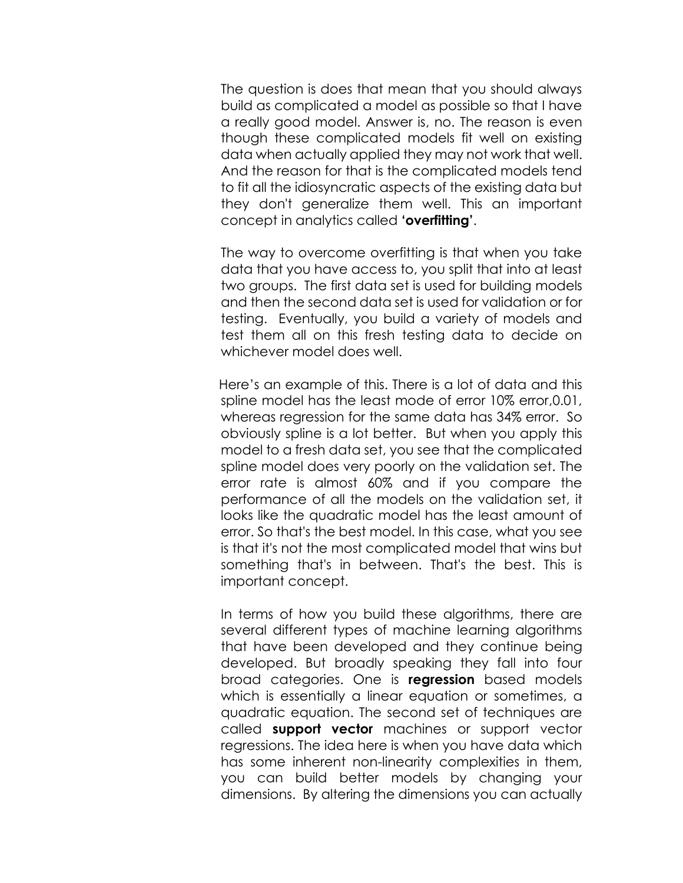The question is does that mean that you should always build as complicated a model as possible so that I have a really good model. Answer is, no. The reason is even though these complicated models fit well on existing data when actually applied they may not work that well. And the reason for that is the complicated models tend to fit all the idiosyncratic aspects of the existing data but they don't generalize them well. This an important concept in analytics called **'overfitting'**.

The way to overcome overfitting is that when you take data that you have access to, you split that into at least two groups. The first data set is used for building models and then the second data set is used for validation or for testing. Eventually, you build a variety of models and test them all on this fresh testing data to decide on whichever model does well.

Here's an example of this. There is a lot of data and this spline model has the least mode of error 10% error,0.01, whereas regression for the same data has 34% error. So obviously spline is a lot better. But when you apply this model to a fresh data set, you see that the complicated spline model does very poorly on the validation set. The error rate is almost 60% and if you compare the performance of all the models on the validation set, it looks like the quadratic model has the least amount of error. So that's the best model. In this case, what you see is that it's not the most complicated model that wins but something that's in between. That's the best. This is important concept.

In terms of how you build these algorithms, there are several different types of machine learning algorithms that have been developed and they continue being developed. But broadly speaking they fall into four broad categories. One is **regression** based models which is essentially a linear equation or sometimes, a quadratic equation. The second set of techniques are called **support vector** machines or support vector regressions. The idea here is when you have data which has some inherent non-linearity complexities in them, you can build better models by changing your dimensions. By altering the dimensions you can actually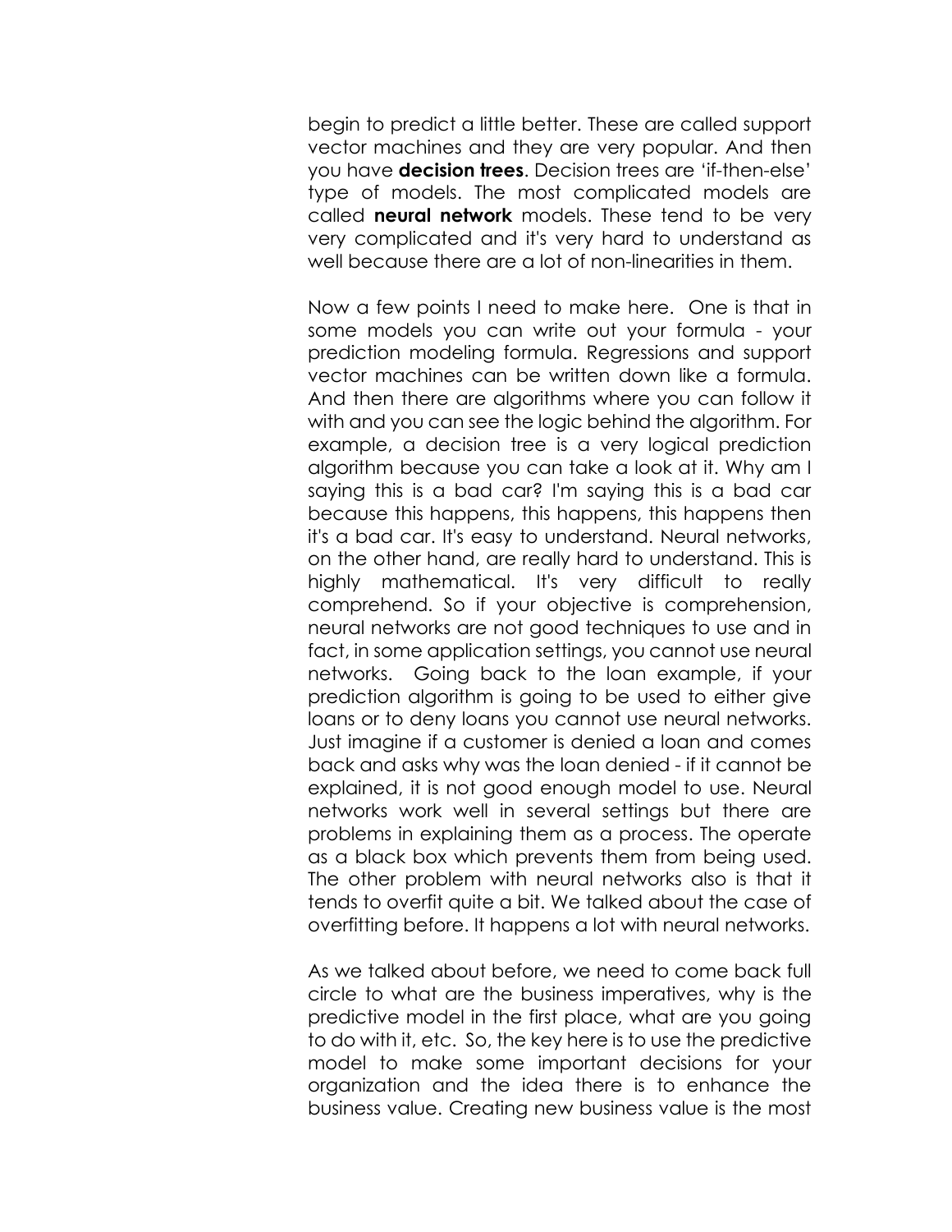begin to predict a little better. These are called support vector machines and they are very popular. And then you have **decision trees**. Decision trees are 'if-then-else' type of models. The most complicated models are called **neural network** models. These tend to be very very complicated and it's very hard to understand as well because there are a lot of non-linearities in them.

Now a few points I need to make here. One is that in some models you can write out your formula - your prediction modeling formula. Regressions and support vector machines can be written down like a formula. And then there are algorithms where you can follow it with and you can see the logic behind the algorithm. For example, a decision tree is a very logical prediction algorithm because you can take a look at it. Why am I saying this is a bad car? I'm saying this is a bad car because this happens, this happens, this happens then it's a bad car. It's easy to understand. Neural networks, on the other hand, are really hard to understand. This is highly mathematical. It's very difficult to really comprehend. So if your objective is comprehension, neural networks are not good techniques to use and in fact, in some application settings, you cannot use neural networks. Going back to the loan example, if your prediction algorithm is going to be used to either give loans or to deny loans you cannot use neural networks. Just imagine if a customer is denied a loan and comes back and asks why was the loan denied - if it cannot be explained, it is not good enough model to use. Neural networks work well in several settings but there are problems in explaining them as a process. The operate as a black box which prevents them from being used. The other problem with neural networks also is that it tends to overfit quite a bit. We talked about the case of overfitting before. It happens a lot with neural networks.

As we talked about before, we need to come back full circle to what are the business imperatives, why is the predictive model in the first place, what are you going to do with it, etc. So, the key here is to use the predictive model to make some important decisions for your organization and the idea there is to enhance the business value. Creating new business value is the most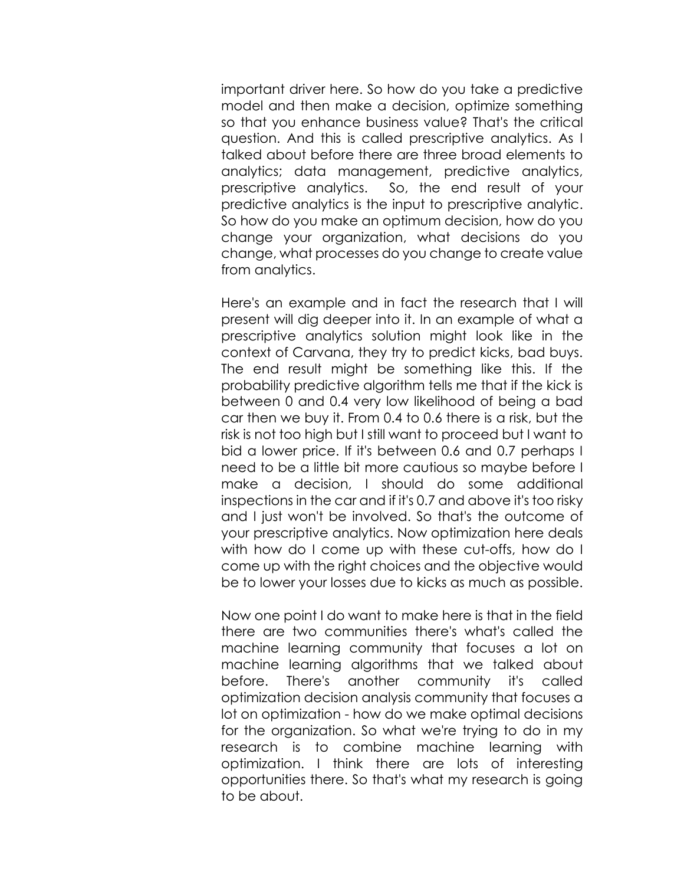important driver here. So how do you take a predictive model and then make a decision, optimize something so that you enhance business value? That's the critical question. And this is called prescriptive analytics. As I talked about before there are three broad elements to analytics; data management, predictive analytics, prescriptive analytics. So, the end result of your predictive analytics is the input to prescriptive analytic. So how do you make an optimum decision, how do you change your organization, what decisions do you change, what processes do you change to create value from analytics.

Here's an example and in fact the research that I will present will dig deeper into it. In an example of what a prescriptive analytics solution might look like in the context of Carvana, they try to predict kicks, bad buys. The end result might be something like this. If the probability predictive algorithm tells me that if the kick is between 0 and 0.4 very low likelihood of being a bad car then we buy it. From 0.4 to 0.6 there is a risk, but the risk is not too high but I still want to proceed but I want to bid a lower price. If it's between 0.6 and 0.7 perhaps I need to be a little bit more cautious so maybe before I make a decision, I should do some additional inspections in the car and if it's 0.7 and above it's too risky and I just won't be involved. So that's the outcome of your prescriptive analytics. Now optimization here deals with how do I come up with these cut-offs, how do I come up with the right choices and the objective would be to lower your losses due to kicks as much as possible.

Now one point I do want to make here is that in the field there are two communities there's what's called the machine learning community that focuses a lot on machine learning algorithms that we talked about before. There's another community it's called optimization decision analysis community that focuses a lot on optimization - how do we make optimal decisions for the organization. So what we're trying to do in my research is to combine machine learning with optimization. I think there are lots of interesting opportunities there. So that's what my research is going to be about.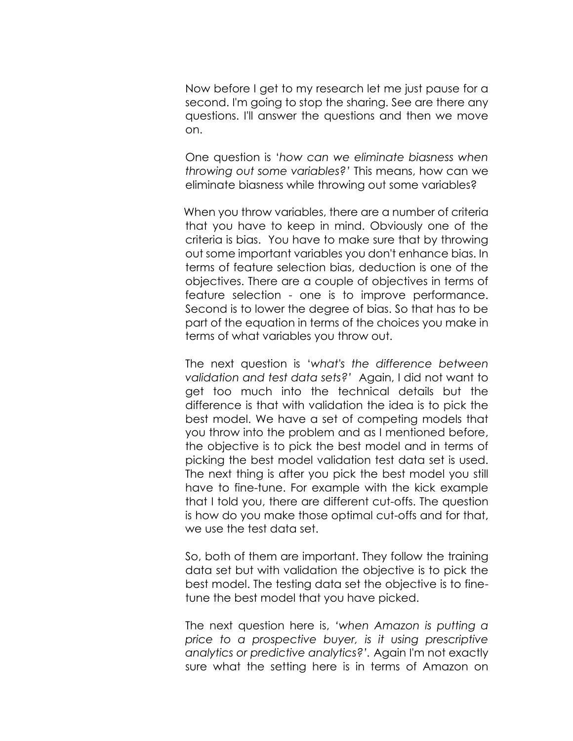Now before I get to my research let me just pause for a second. I'm going to stop the sharing. See are there any questions. I'll answer the questions and then we move on.

One question is '*how can we eliminate biasness when throwing out some variables?*' This means, how can we eliminate biasness while throwing out some variables?

When you throw variables, there are a number of criteria that you have to keep in mind. Obviously one of the criteria is bias. You have to make sure that by throwing out some important variables you don't enhance bias. In terms of feature selection bias, deduction is one of the objectives. There are a couple of objectives in terms of feature selection - one is to improve performance. Second is to lower the degree of bias. So that has to be part of the equation in terms of the choices you make in terms of what variables you throw out.

The next question is '*what's the difference between validation and test data sets?*' Again, I did not want to get too much into the technical details but the difference is that with validation the idea is to pick the best model. We have a set of competing models that you throw into the problem and as I mentioned before, the objective is to pick the best model and in terms of picking the best model validation test data set is used. The next thing is after you pick the best model you still have to fine-tune. For example with the kick example that I told you, there are different cut-offs. The question is how do you make those optimal cut-offs and for that, we use the test data set.

So, both of them are important. They follow the training data set but with validation the objective is to pick the best model. The testing data set the objective is to fine-tune the best model that you have picked.

The next question here is, '*when Amazon is putting a price to a prospective buyer, is it using prescriptive analytics or predictive analytics?*'. Again I'm not exactly sure what the setting here is in terms of Amazon on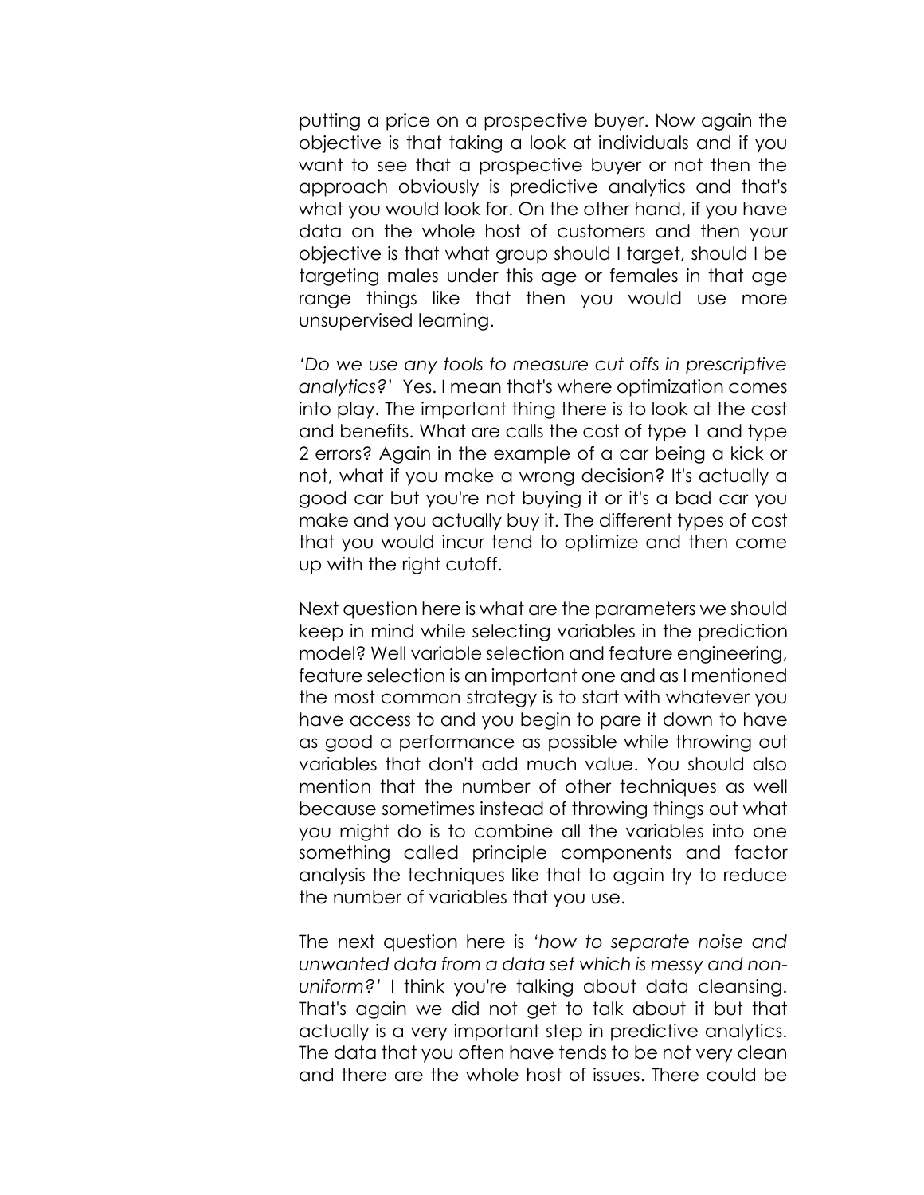putting a price on a prospective buyer. Now again the objective is that taking a look at individuals and if you want to see that a prospective buyer or not then the approach obviously is predictive analytics and that's what you would look for. On the other hand, if you have data on the whole host of customers and then your objective is that what group should I target, should I be targeting males under this age or females in that age range things like that then you would use more unsupervised learning.

*'Do we use any tools to measure cut offs in prescriptive analytics?'* Yes. I mean that's where optimization comes into play. The important thing there is to look at the cost and benefits. What are calls the cost of type 1 and type 2 errors? Again in the example of a car being a kick or not, what if you make a wrong decision? It's actually a good car but you're not buying it or it's a bad car you make and you actually buy it. The different types of cost that you would incur tend to optimize and then come up with the right cutoff.

Next question here is what are the parameters we should keep in mind while selecting variables in the prediction model? Well variable selection and feature engineering, feature selection is an important one and as I mentioned the most common strategy is to start with whatever you have access to and you begin to pare it down to have as good a performance as possible while throwing out variables that don't add much value. You should also mention that the number of other techniques as well because sometimes instead of throwing things out what you might do is to combine all the variables into one something called principle components and factor analysis the techniques like that to again try to reduce the number of variables that you use.

The next question here is *'how to separate noise and unwanted data from a data set which is messy and non-uniform?'* I think you're talking about data cleansing. That's again we did not get to talk about it but that actually is a very important step in predictive analytics. The data that you often have tends to be not very clean and there are the whole host of issues. There could be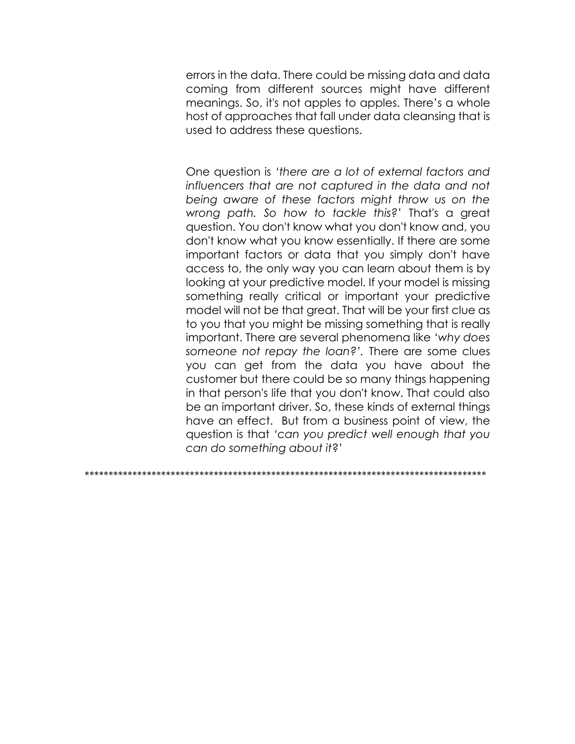errors in the data. There could be missing data and data coming from different sources might have different meanings. So, it's not apples to apples. There's a whole host of approaches that fall under data cleansing that is used to address these questions.

One question is '*there are a lot of external factors and influencers that are not captured in the data and not being aware of these factors might throw us on the wrong path. So how to tackle this?*' That's a great question. You don't know what you don't know and, you don't know what you know essentially. If there are some important factors or data that you simply don't have access to, the only way you can learn about them is by looking at your predictive model. If your model is missing something really critical or important your predictive model will not be that great. That will be your first clue as to you that you might be missing something that is really important. There are several phenomena like '*why does someone not repay the loan?*'. There are some clues you can get from the data you have about the customer but there could be so many things happening in that person's life that you don't know. That could also be an important driver. So, these kinds of external things have an effect. But from a business point of view, the question is that '*can you predict well enough that you can do something about it*?'

*************************************************************************************